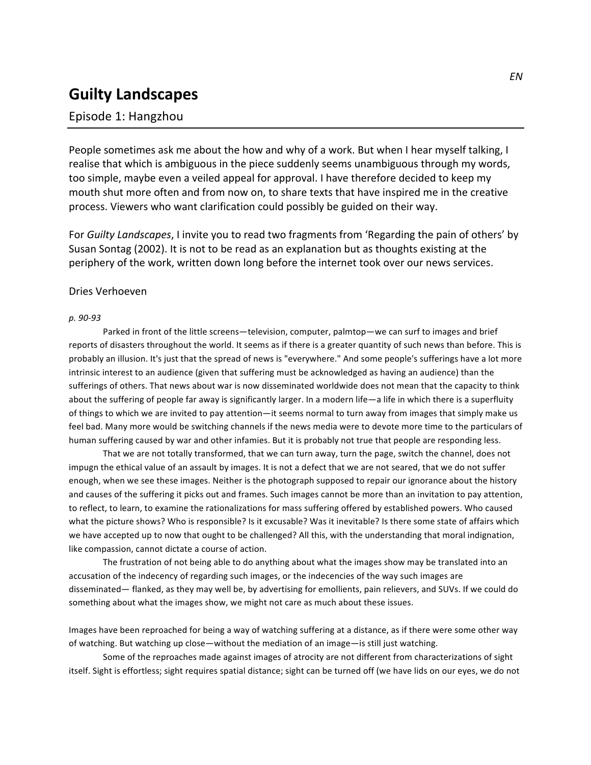EN

# Guilty Landscapes

## Episode 1: Hangzhou

People sometimes ask me about the how and why of a work. But when I hear myself talking, I realise that which is ambiguous in the piece suddenly seems unambiguous through my words, too simple, maybe even a veiled appeal for approval. I have therefore decided to keep my mouth shut more often and from now on, to share texts that have inspired me in the creative process. Viewers who want clarification could possibly be guided on their way.

For *Guilty Landscapes*, I invite you to read two fragments from 'Regarding the pain of others' by Susan Sontag (2002). It is not to be read as an explanation but as thoughts existing at the periphery of the work, written down long before the internet took over our news services.

Dries Verhoeven

*p. 90-93*

Parked in front of the little screens—television, computer, palmtop—we can surf to images and brief reports of disasters throughout the world. It seems as if there is a greater quantity of such news than before. This is probably an illusion. It's just that the spread of news is "everywhere." And some people's sufferings have a lot more intrinsic interest to an audience (given that suffering must be acknowledged as having an audience) than the sufferings of others. That news about war is now disseminated worldwide does not mean that the capacity to think about the suffering of people far away is significantly larger. In a modern life—a life in which there is a superfluity of things to which we are invited to pay attention—it seems normal to turn away from images that simply make us feel bad. Many more would be switching channels if the news media were to devote more time to the particulars of human suffering caused by war and other infamies. But it is probably not true that people are responding less.

That we are not totally transformed, that we can turn away, turn the page, switch the channel, does not impugn the ethical value of an assault by images. It is not a defect that we are not seared, that we do not suffer enough, when we see these images. Neither is the photograph supposed to repair our ignorance about the history and causes of the suffering it picks out and frames. Such images cannot be more than an invitation to pay attention, to reflect, to learn, to examine the rationalizations for mass suffering offered by established powers. Who caused what the picture shows? Who is responsible? Is it excusable? Was it inevitable? Is there some state of affairs which we have accepted up to now that ought to be challenged? All this, with the understanding that moral indignation, like compassion, cannot dictate a course of action.

The frustration of not being able to do anything about what the images show may be translated into an accusation of the indecency of regarding such images, or the indecencies of the way such images are disseminated— flanked, as they may well be, by advertising for emollients, pain relievers, and SUVs. If we could do something about what the images show, we might not care as much about these issues.

Images have been reproached for being a way of watching suffering at a distance, as if there were some other way of watching. But watching up close—without the mediation of an image—is still just watching.

Some of the reproaches made against images of atrocity are not different from characterizations of sight itself. Sight is effortless; sight requires spatial distance; sight can be turned off (we have lids on our eyes, we do not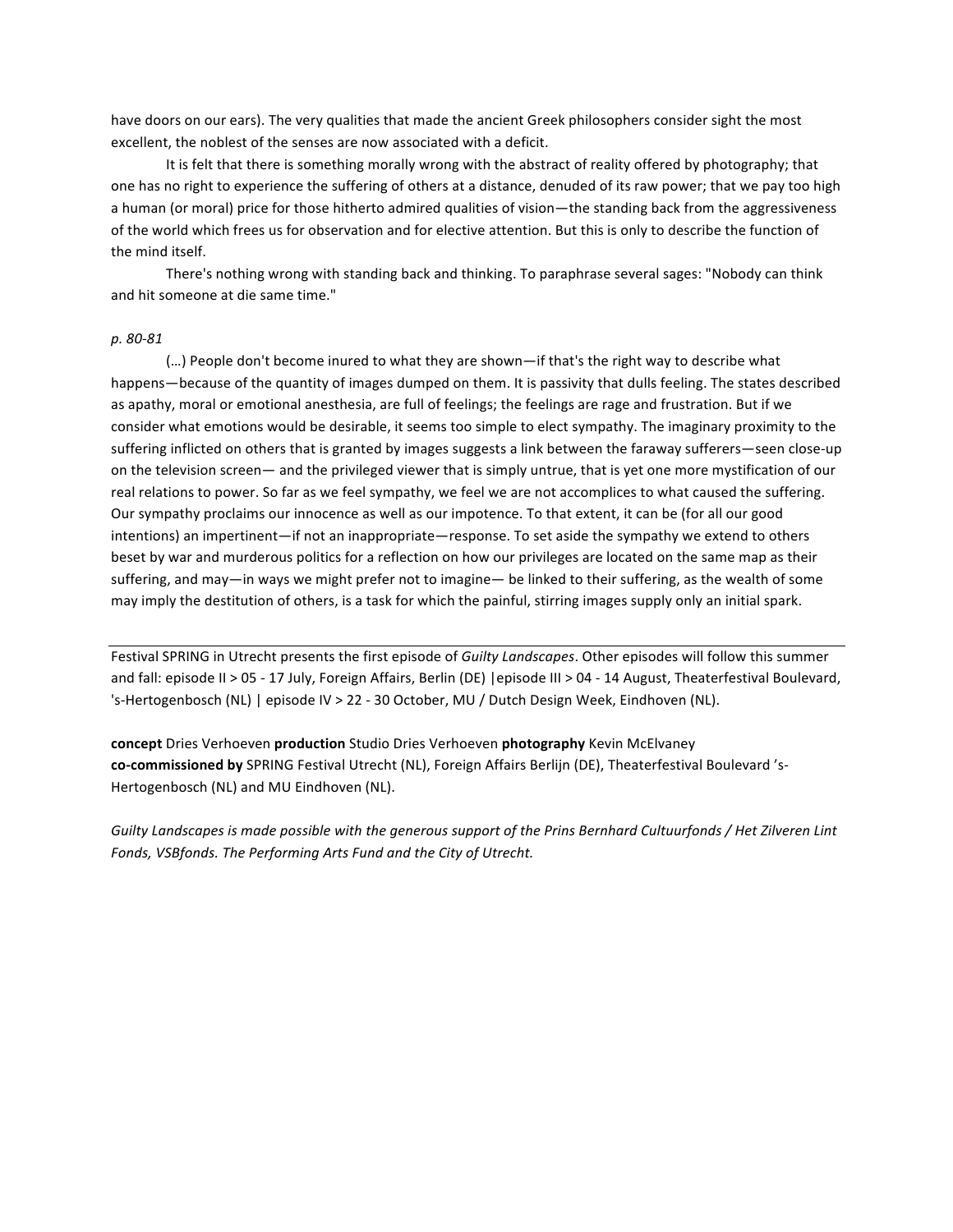have doors on our ears). The very qualities that made the ancient Greek philosophers consider sight the most excellent, the noblest of the senses are now associated with a deficit.

It is felt that there is something morally wrong with the abstract of reality offered by photography; that one has no right to experience the suffering of others at a distance, denuded of its raw power; that we pay too high a human (or moral) price for those hitherto admired qualities of vision—the standing back from the aggressiveness of the world which frees us for observation and for elective attention. But this is only to describe the function of the mind itself.

There's nothing wrong with standing back and thinking. To paraphrase several sages: "Nobody can think and hit someone at die same time."

*p. 80-81*

(…) People don't become inured to what they are shown—if that's the right way to describe what happens—because of the quantity of images dumped on them. It is passivity that dulls feeling. The states described as apathy, moral or emotional anesthesia, are full of feelings; the feelings are rage and frustration. But if we consider what emotions would be desirable, it seems too simple to elect sympathy. The imaginary proximity to the suffering inflicted on others that is granted by images suggests a link between the faraway sufferers—seen close-up on the television screen— and the privileged viewer that is simply untrue, that is yet one more mystification of our real relations to power. So far as we feel sympathy, we feel we are not accomplices to what caused the suffering. Our sympathy proclaims our innocence as well as our impotence. To that extent, it can be (for all our good intentions) an impertinent—if not an inappropriate—response. To set aside the sympathy we extend to others beset by war and murderous politics for a reflection on how our privileges are located on the same map as their suffering, and may—in ways we might prefer not to imagine— be linked to their suffering, as the wealth of some may imply the destitution of others, is a task for which the painful, stirring images supply only an initial spark.

---

Festival SPRING in Utrecht presents the first episode of *Guilty Landscapes*. Other episodes will follow this summer and fall: episode II > 05 - 17 July, Foreign Affairs, Berlin (DE) |episode III > 04 - 14 August, Theaterfestival Boulevard, 's-Hertogenbosch (NL) | episode IV > 22 - 30 October, MU / Dutch Design Week, Eindhoven (NL).

**concept** Dries Verhoeven **production** Studio Dries Verhoeven **photography** Kevin McElvaney
**co-commissioned by** SPRING Festival Utrecht (NL), Foreign Affairs Berlijn (DE), Theaterfestival Boulevard 's-Hertogenbosch (NL) and MU Eindhoven (NL).

*Guilty Landscapes is made possible with the generous support of the Prins Bernhard Cultuurfonds / Het Zilveren Lint Fonds, VSBfonds. The Performing Arts Fund and the City of Utrecht.*